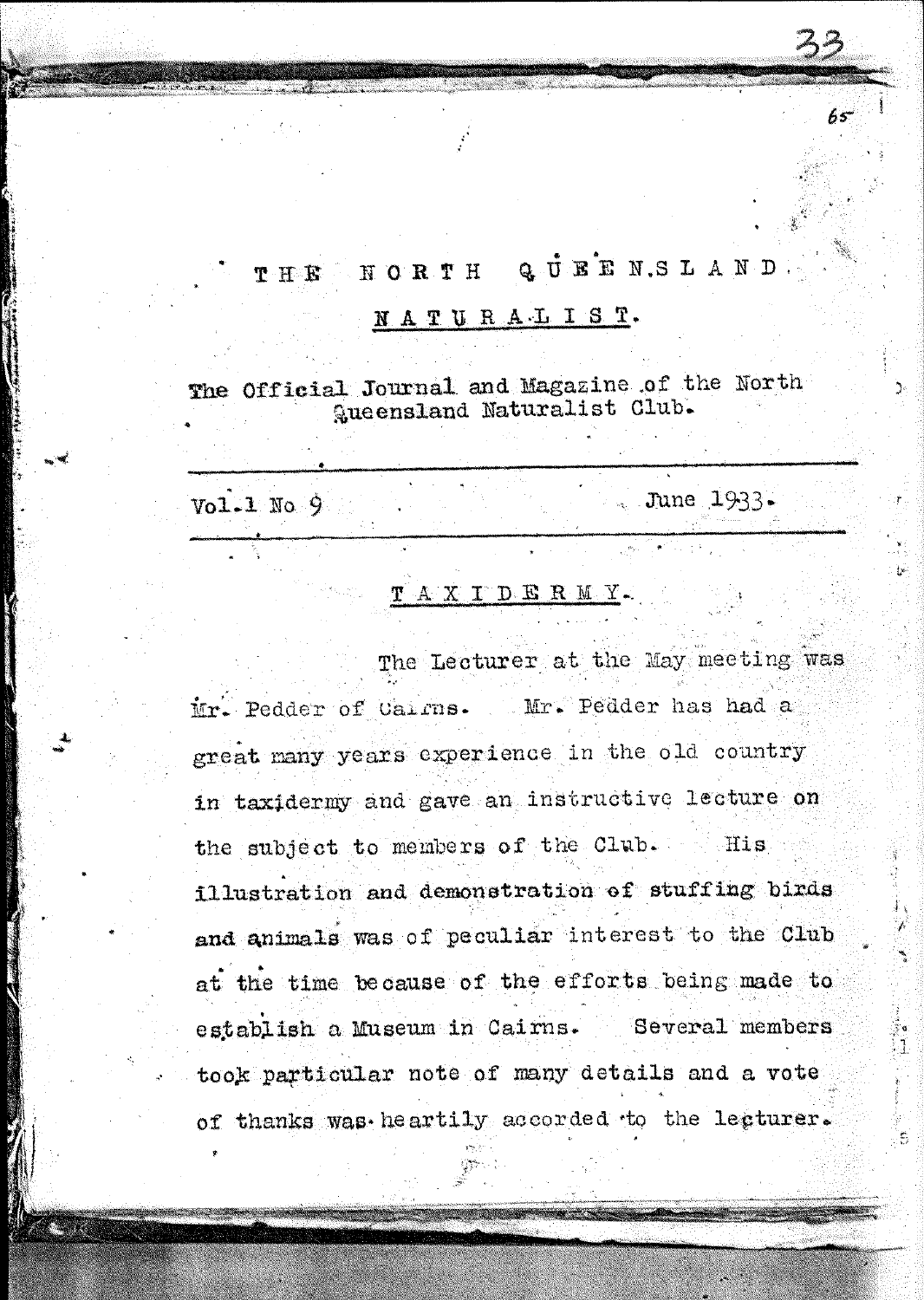# THE NORTH QUEENSLAND NATURALIST.

The Official Journal and Magazine of the North Queensland Naturalist Club.

---

Vol.1 No 9 June 1933.

---

## TAXIDERMY.

The Lecturer at the May meeting was Mr. Pedder of Cairns. Mr. Pedder has had a great many years experience in the old country in taxidermy and gave an instructive lecture on the subject to members of the Club. His illustration and demonstration of stuffing birds and animals was of peculiar interest to the Club at the time because of the efforts being made to establish a Museum in Cairns. Several members took particular note of many details and a vote of thanks was heartily accorded to the lecturer.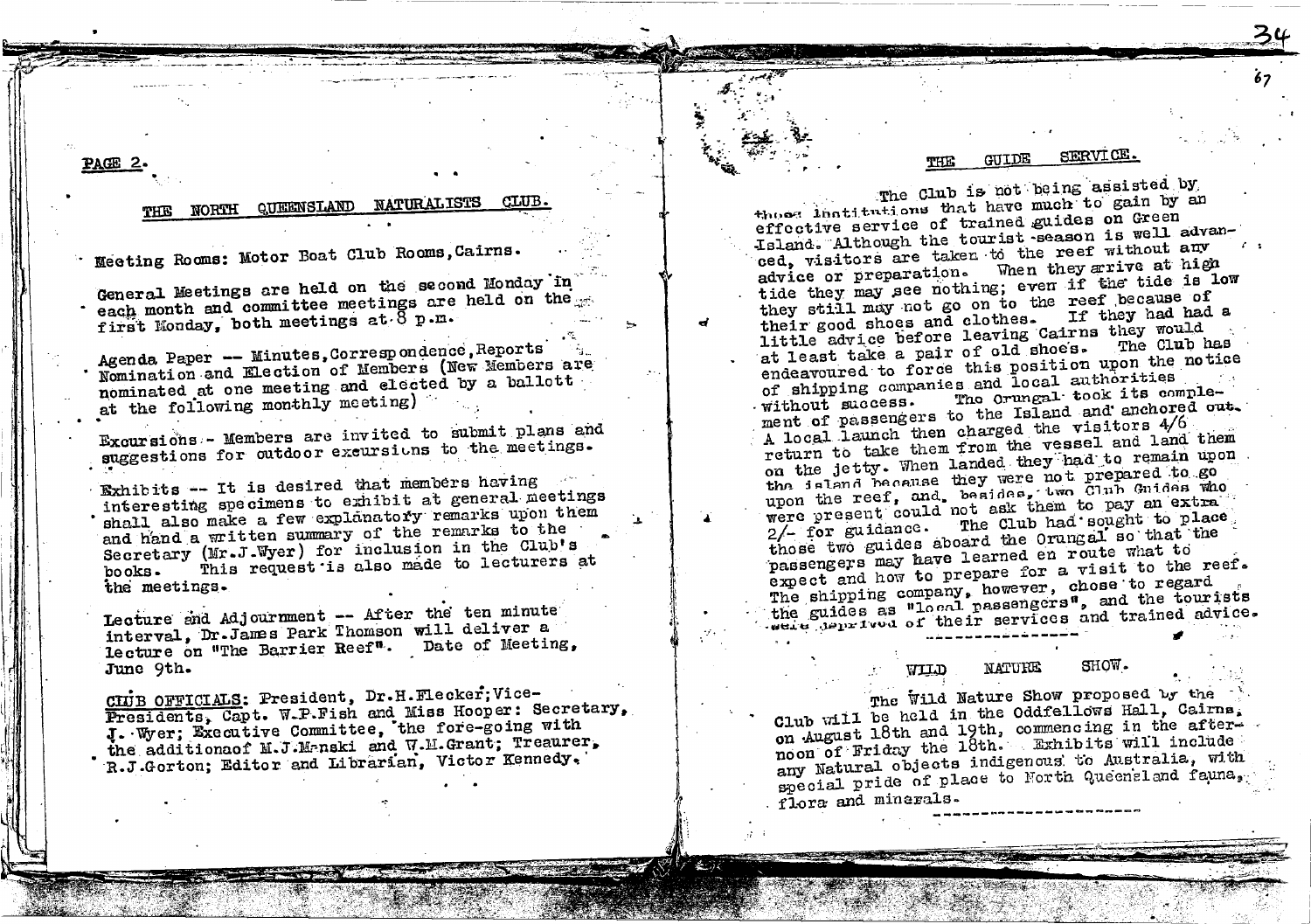PAGE 2.

## THE NORTH QUEENSLAND NATURALISTS CLUB.

Meeting Rooms: Motor Boat Club Rooms, Cairns.

General Meetings are held on the second Monday in each month and committee meetings are held on the first Monday, both meetings at 8 p.m.

Agenda Paper -- Minutes, Correspondence, Reports Nomination and Election of Members (New Members are nominated at one meeting and elected by a ballott at the following monthly meeting)

Excursions - Members are invited to submit plans and suggestions for outdoor excursions to the meetings.

Exhibits -- It is desired that members having interesting specimens to exhibit at general meetings shall also make a few explanatory remarks upon them and hand a written summary of the remarks to the Secretary (Mr.J.Wyer) for inclusion in the Club's books. This request is also made to lecturers at the meetings.

Lecture and Adjournment -- After the ten minute interval, Dr.James Park Thomson will deliver a lecture on "The Barrier Reef". Date of Meeting, June 9th.

CLUB OFFICIALS: President, Dr.H.Flecker; Vice-Presidents, Capt. W.P.Fish and Miss Hooper: Secretary, J. Wyer; Executive Committee, the fore-going with the additionaof M.J.Manski and W.M.Grant; Treaurer, R.J.Gorton; Editor and Librarian, Victor Kennedy.

## THE GUIDE SERVICE.

The Club is not being assisted by those institutions that have much to gain by an effective service of trained guides on Green Island. Although the tourist-season is well advanced, visitors are taken to the reef without any advice or preparation. When they arrive at high tide they may see nothing; even if the tide is low they still may not go on to the reef because of their good shoes and clothes. If they had had a little advice before leaving Cairns they would at least take a pair of old shoes. The Club has endeavoured to force this position upon the notice of shipping companies and local authorities without success. The Orungal took its complement of passengers to the Island and anchored out. A local launch then charged the visitors 4/6 return to take them from the vessel and land them on the jetty. When landed they had to remain upon the island because they were not prepared to go upon the reef, and, besides, two Club Guides who were present could not ask them to pay an extra 2/- for guidance. The Club had sought to place those two guides aboard the Orungal so that the passengers may have learned en route what to expect and how to prepare for a visit to the reef. The shipping company, however, chose to regard the guides as "local passengers", and the tourists were deprived of their services and trained advice.

---

## WILD NATURE SHOW.

The Wild Nature Show proposed by the Club will be held in the Oddfellows Hall, Cairns, on August 18th and 19th, commencing in the afternoon of Friday the 18th. Exhibits will include any Natural objects indigenous to Australia, with special pride of place to North Queensland fauna, flora and minerals.

---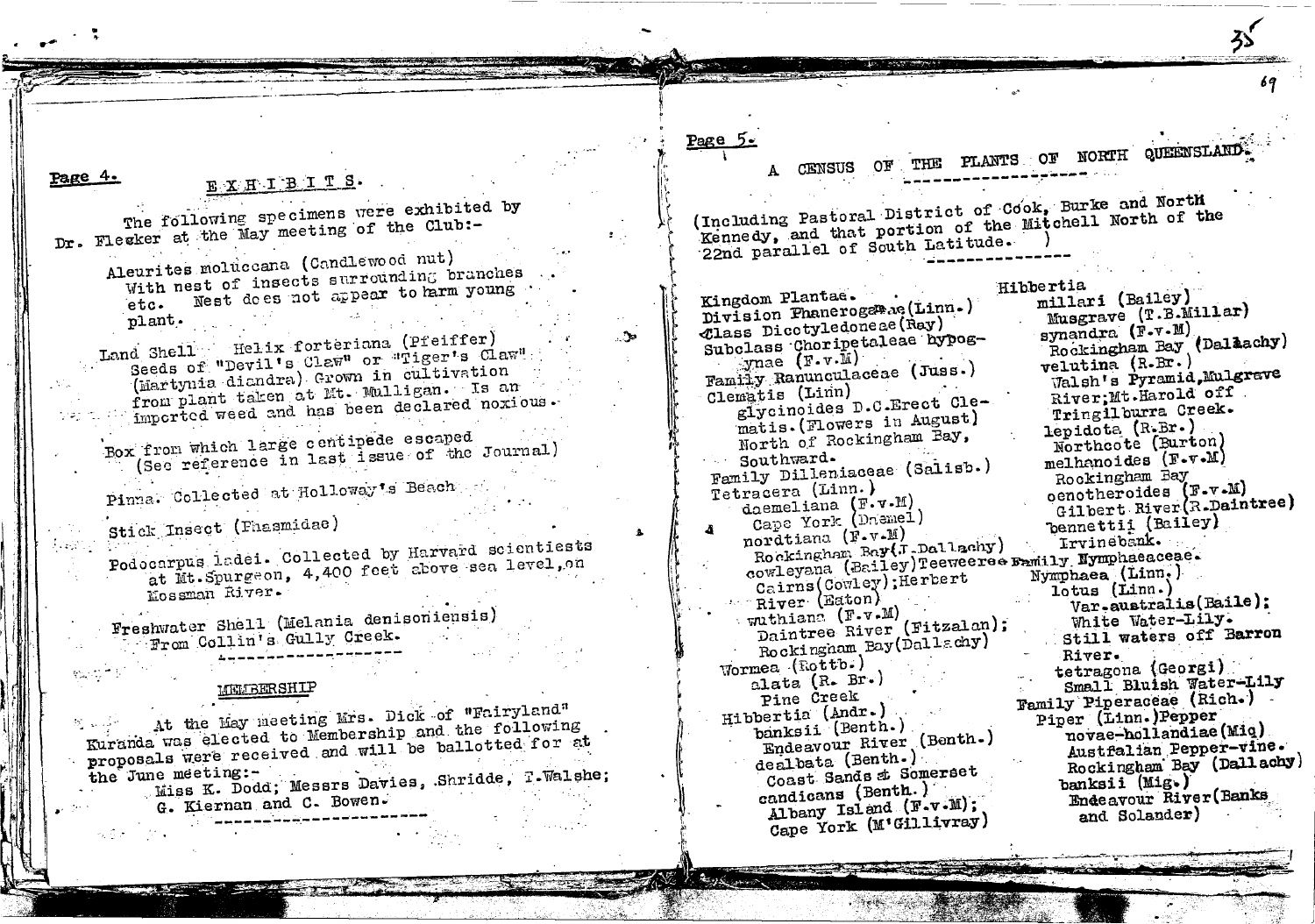Page 4.

## E X H I B I T S.

The following specimens were exhibited by Dr. Flecker at the May meeting of the Club:-

Aleurites moluccana (Candlewood nut) With nest of insects surrounding branches etc. Nest does not appear to harm young plant.

Land Shell Helix forteriana (Pfeiffer) Seeds of "Devil's Claw" or "Tiger's Claw" (Martynia diandra) Grown in cultivation from plant taken at Mt. Mulligan. Is an imported weed and has been declared noxious.

Box from which large centipede escaped (See reference in last issue of the Journal)

Pinna. Collected at Holloway's Beach

Stick Insect (Phasmidae)

Podocarpus ladei. Collected by Harvard scientiests at Mt. Spurgeon, 4,400 feet above sea level, on Mossman River.

Freshwater Shell (Melania denisoniensis) From Collin's Gully Creek.

## MEMBERSHIP

At the May meeting Mrs. Dick of "Fairyland" Kuranda was elected to Membership and the following proposals were received and will be ballotted for at the June meeting:-
Miss K. Dodd; Messrs Davies, Shridde, T. Walshe; G. Kiernan and C. Bowen.

Page 5.

## A CENSUS OF THE PLANTS OF NORTH QUEENSLAND.

(Including Pastoral District of Cook, Burke and North Kennedy, and that portion of the Mitchell North of the 22nd parallel of South Latitude. )

Kingdom Plantae.
Division Phanerogamae (Linn.)
Class Dicotyledoneae (Ray)
Subclass Choripetaleae hypogynae (F.v.M)
Family Ranunculaceae (Juss.)
Clematis (Linn)
glycinoides D.C. Erect Clematis. (Flowers in August) North of Rockingham Bay, Southward.
Family Dilleniaceae (Salisb.)
Tetracera (Linn.)
daemeliana (F.v.M) Cape York (Daemel)
nordtiana (F.v.M) Rockingham Bay (J. Dallachy)
cowleyana (Bailey) Teeweeree Cairns (Cowley); Herbert River (Eaton)
wuthiana (F.v.M) Daintree River (Fitzalan); Rockingham Bay (Dallachy)
Wormea (Rottb.)
alata (R. Br.) Pine Creek
Hibbertia (Andr.)
banksii (Benth.) Endeavour River (Benth.)
dealbata (Benth.) Coast Sands at Somerset
candicans (Benth.) Albany Island (F.v.M); Cape York (M'Gillivray)
Hibbertia
millari (Bailey) Musgrave (T.B. Millar)
synandra (F.v.M) Rockingham Bay (Dallachy)
velutina (R.Br.) Walsh's Pyramid, Mulgrave River; Mt. Harold off Tringilburra Creek.
lepidota (R.Br.) Northcote (Burton)
melhanoides (F.v.M) Rockingham Bay
oenotheroides (F.v.M) Gilbert River (R. Daintree)
bennettii (Bailey) Irvinebank.
Family Nymphaeaceae.
Nymphaea (Linn.)
lotus (Linn.)
Var-australis (Baile); White Water-Lily. Still waters off Barron River.
tetragona (Georgi) Small Bluish Water-Lily
Family Piperaceae (Rich.)
Piper (Linn.) Pepper
novae-hollandiae (Miq) Austfalian Pepper-vine. Rockingham Bay (Dallachy)
banksii (Mig.) Endeavour River (Banks and Solander)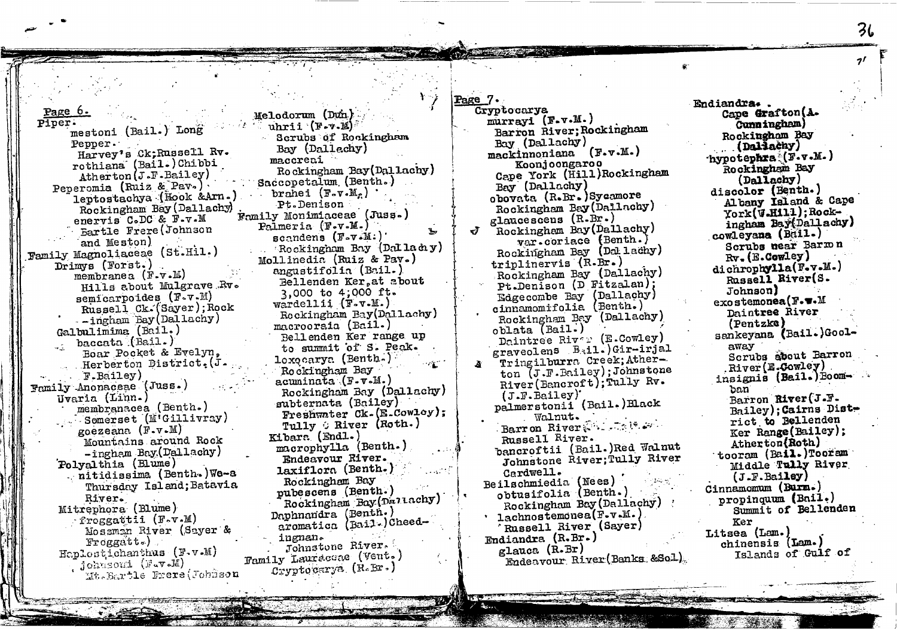Page 6.

Piper.
mestoni (Bail.) Long Pepper.
Harvey's Ck;Russell Rv.
rothiana (Bail.)Chibbi
Atherton(J.F.Bailey)
Peperomia (Ruiz & Pav.)
leptostachya (Hook &Arn.)
Rockingham Bay(Dallachy)
enervis C.DC & F.v.M
Bartle Frere(Johnson and Meston)
Family Magnoliaceae (St.Hil.)
Drimys (Forst.)
membranea (F.v.M)
Hills about Mulgrave Rv.
semicarpoides (F.v.M)
Russell Ck.(Sayer);Rock-ingham Bay(Dallachy)
Galbulimima (Bail.)
baccata (Bail.)
Boar Pocket & Evelyn, Herberton District.(J.F.Bailey)
Family Anonaceae (Juss.)
Uvaria (Linn.)
membranacea (Benth.)
Somerset (M'Gillivray)
goezeana (F.v.M)
Mountains around Rock-ingham Bay(Dallachy)
Polyalthia (Blume)
nitidissima (Benth.)We-a
Thursday Island;Batavia River.
Mitrephora (Blume)
froggattii (F.v.M)
Mossman River (Sayer & Froggatt.)
Haplostichanthus (F.v.M)
johnsoni (F.v.M)
Mt.Bartle Frere(Johnson

Melodorum (Dun)
uhrii (F.v.M)
Scrubs of Rockingham Bay (Dallachy)
maccreai
Rockingham Bay(Dallachy)
Saccopetalum (Benth.)
brahei (F.v.M.)
Pt.Denison
Family Monimiaceae (Juss.)
Palmeria (F.v.M.)
scandens (F.v.M.)
Rockingham Bay (Dallachy)
Mollinedia (Ruiz & Pav.)
angustifolia (Bail.)
Bellenden Ker,at about 3,000 to 4,000 ft.
wardellii (F.v.M.)
Rockingham Bay(Dallachy)
macrooraia (Bail.)
Bellenden Ker range up to summit of S. Peak.
loxocarya (Benth.)
Rockingham Bay
acuminata (F.v.M.)
Rockingham Bay (Dallachy)
subternata (Bailey)
Freshwater Ck.(E.Cowley);
Tully River (Roth.)
Kibara (Endl.)
macrophylla (Benth.)
Endeavour River.
laxiflora (Benth.)
Rockingham Bay
pubescens (Benth.)
Rockingham Bay(Dallachy)
Daphnandra (Benth.)
aromatica (Bail.)Cheed-ingnan.
Johnstone River.
Family Lauraceae (Vent.)
Cryptocarya (R.Br.)

Page 7.

Cryptocarya
murrayi (F.v.M.)
Barron River;Rockingham Bay (Dallachy)
mackinnoniana (F.v.M.)
Koonjoongaroo
Cape York (Hill)Rockingham Bay (Dallachy)
obovata (R.Br.)Sycamore
Rockingham Bay(Dallachy)
glaucescens (R.Br.)
Rockingham Bay(Dallachy)
var.coriace (Benth.)
Rockingham Bay (Dallachy)
triplinervis (R.Br.)
Rockingham Bay (Dallachy)
Pt.Denison (D Fitzalan);
Edgecombe Bay (Dallachy)
cinnamomifolia (Benth.)
Rockingham Bay (Dallachy)
oblata (Bail.)
Daintree River (E.Cowley)
graveolens (Bail.)Gir-irjal
Tringilburra Creek;Ather-ton (J.F.Bailey);Johnstone River(Bancroft);Tully Rv. (J.F.Bailey)
palmerstonii (Bail.)Black Walnut.
Barron River;...
Russell River.
bancroftii (Bail.)Red Walnut
Johnstone River;Tully River
Cardwell.
Beilschmiedia (Nees)
obtusifolia (Benth.)
Rockingham Bay(Dallachy)
lachnostemonea(F.v.M.)
Russell River (Sayer)
Endiandra (R.Br.)
glauca (R.Br)
Endeavour River(Banks &Sol)

Endiandra.
Cape Grafton(A.Cunningham)
Rockingham Bay (Dallachy)
hypotephra (F.v.M.)
Rockingham Bay (Dallachy)
discolor (Benth.)
Albany Island & Cape York(W.Hill);Rock-ingham Bay(Dallachy)
cowleyana (Bail.)
Scrubs near Barron Rv.(E.Cowley)
dichrophylla(F.v.M.)
Russell River(S.Johnson)
exostemonea(F.v.M
Daintree River (Pentzke)
sankeyana (Bail.)Gool-away
Scrubs about Barron River(E.Cowley)
insignis (Bail.)Boom-ban
Barron River(J.F.Bailey);Cairns Dist-rict to Bellenden Ker Range(Bailey);
Atherton(Roth)
tooram (Bail.)Tooram
Middle Tully River (J.F.Bailey)
Cinnamomum (Burm.)
propinquum (Bail.)
Summit of Bellenden Ker
Litsea (Lam.)
chinensis (Lam.)
Islands of Gulf of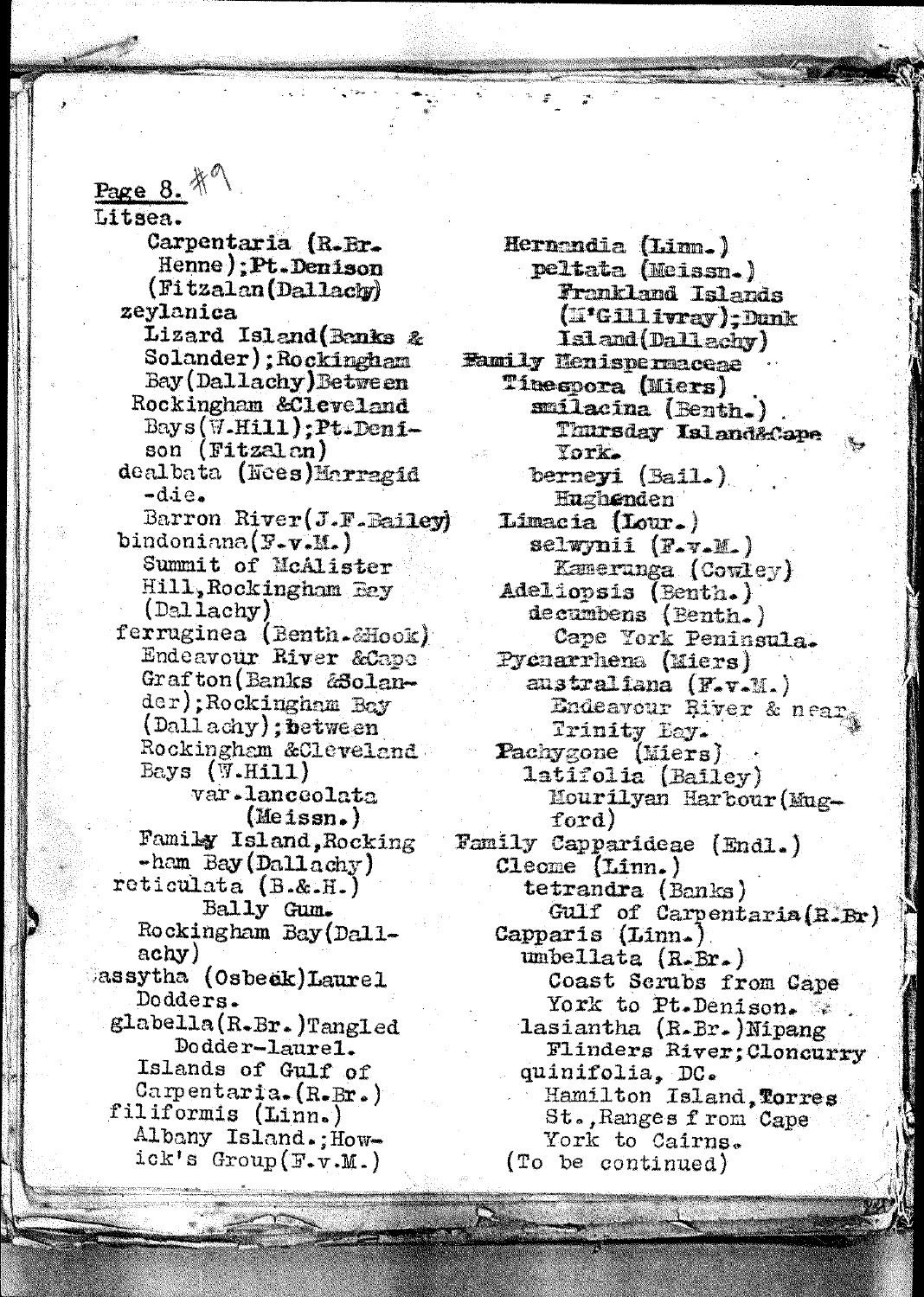Page 8. #9

Litsea.

Carpentaria (R.Br. Henne); Pt.Denison (Fitzalan(Dallachy)

zeylanica
Lizard Island(Banks & Solander); Rockingham Bay(Dallachy)Between Rockingham &Cleveland Bays(W.Hill); Pt.Denison (Fitzalan)

dealbata (Nees)Marragid-die.
Barron River(J.F.Bailey)

bindoniana(F.v.M.)
Summit of McAlister Hill, Rockingham Bay (Dallachy)

ferruginea (Benth.&Hook)
Endeavour River &Cape Grafton(Banks &Solander); Rockingham Bay (Dallachy); between Rockingham &Cleveland Bays (W.Hill)

var.lanceolata (Meissn.)
Family Island, Rockingham Bay(Dallachy)

reticulata (B.&.H.)
Bally Gum.
Rockingham Bay(Dallachy)

Cassytha (Osbeck)Laurel Dodders.

glabella(R.Br.)Tangled Dodder-laurel.
Islands of Gulf of Carpentaria.(R.Br.)

filiformis (Linn.)
Albany Island.; Howick's Group(F.v.M.)

Hernandia (Linn.)

peltata (Meissn.)
Frankland Islands (M'Gillivray); Dunk Island(Dallachy)

Family Menispermaceae

Tinospora (Miers)

smilacina (Benth.)
Thursday Island&Cape York.

berneyi (Bail.)
Hughenden

Limacia (Lour.)

selwynii (F.v.M.)
Kamerunga (Cowley)

Adeliopsis (Benth.)

decumbens (Benth.)
Cape York Peninsula.

Pycnarrhena (Miers)

australiana (F.v.M.)
Endeavour River & near Trinity Bay.

Pachygone (Miers)

latifolia (Bailey)
Mourilyan Harbour(Mugford)

Family Capparideae (Endl.)

Cleome (Linn.)

tetrandra (Banks)
Gulf of Carpentaria(R.Br)

Capparis (Linn.)

umbellata (R.Br.)
Coast Scrubs from Cape York to Pt.Denison.

lasiantha (R.Br.)Nipang
Flinders River; Cloncurry

quinifolia, DC.
Hamilton Island, Torres St., Ranges from Cape York to Cairns.

(To be continued)